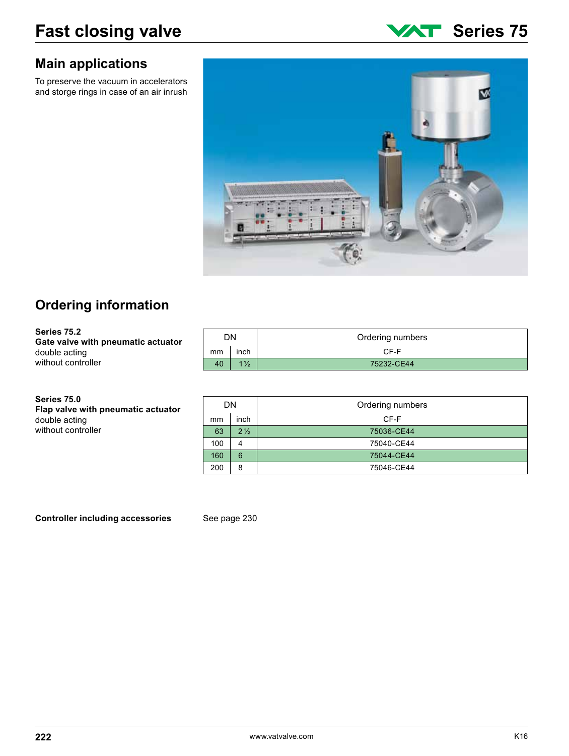# Fast closing valve

## Series 75

## Main applications

To preserve the vacuum in accelerators and storge rings in case of an air inrush

## Ordering information

**Series 75.2**
**Gate valve with pneumatic actuator**
double acting
without controller

| DN | | Ordering numbers |
|---|---|---|
| mm | inch | CF-F |
| 40 | 1½ | 75232-CE44 |

**Series 75.0**
**Flap valve with pneumatic actuator**
double acting
without controller

| DN | | Ordering numbers |
|---|---|---|
| mm | inch | CF-F |
| 63 | 2½ | 75036-CE44 |
| 100 | 4 | 75040-CE44 |
| 160 | 6 | 75044-CE44 |
| 200 | 8 | 75046-CE44 |

**Controller including accessories** See page 230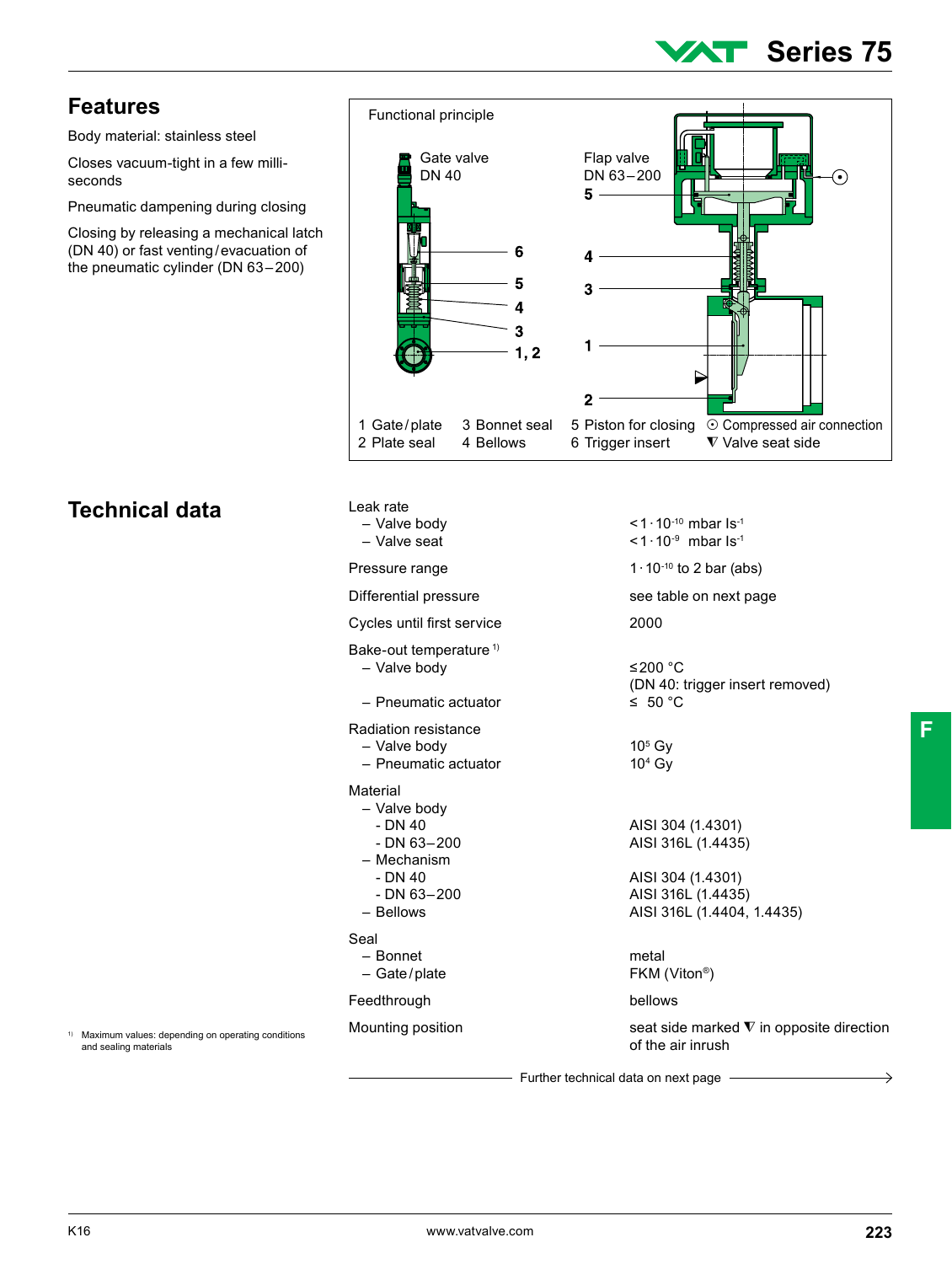## Features

Body material: stainless steel

Closes vacuum-tight in a few milliseconds

Pneumatic dampening during closing

Closing by releasing a mechanical latch (DN 40) or fast venting/evacuation of the pneumatic cylinder (DN 63 – 200)

Functional principle

Gate valve DN 40

Flap valve DN 63 – 200

1 Gate/plate
2 Plate seal
3 Bonnet seal
4 Bellows
5 Piston for closing
6 Trigger insert
⊙ Compressed air connection
▼ Valve seat side

## Technical data

| | |
|---|---|
| Leak rate | |
| – Valve body | $< 1 \cdot 10^{-10}$ mbar ls$^{-1}$ |
| – Valve seat | $< 1 \cdot 10^{-9}$ mbar ls$^{-1}$ |
| Pressure range | $1 \cdot 10^{-10}$ to 2 bar (abs) |
| Differential pressure | see table on next page |
| Cycles until first service | 2000 |
| Bake-out temperature [1] | |
| – Valve body | ≤200 °C (DN 40: trigger insert removed) |
| – Pneumatic actuator | ≤ 50 °C |
| Radiation resistance | |
| – Valve body | $10^5$ Gy |
| – Pneumatic actuator | $10^4$ Gy |
| Material | |
| – Valve body | |
| - DN 40 | AISI 304 (1.4301) |
| - DN 63 – 200 | AISI 316L (1.4435) |
| – Mechanism | |
| - DN 40 | AISI 304 (1.4301) |
| - DN 63 – 200 | AISI 316L (1.4435) |
| – Bellows | AISI 316L (1.4404, 1.4435) |
| Seal | |
| – Bonnet | metal |
| – Gate/plate | FKM (Viton®) |
| Feedthrough | bellows |
| Mounting position | seat side marked ▼ in opposite direction of the air inrush |

Further technical data on next page →

[1] Maximum values: depending on operating conditions and sealing materials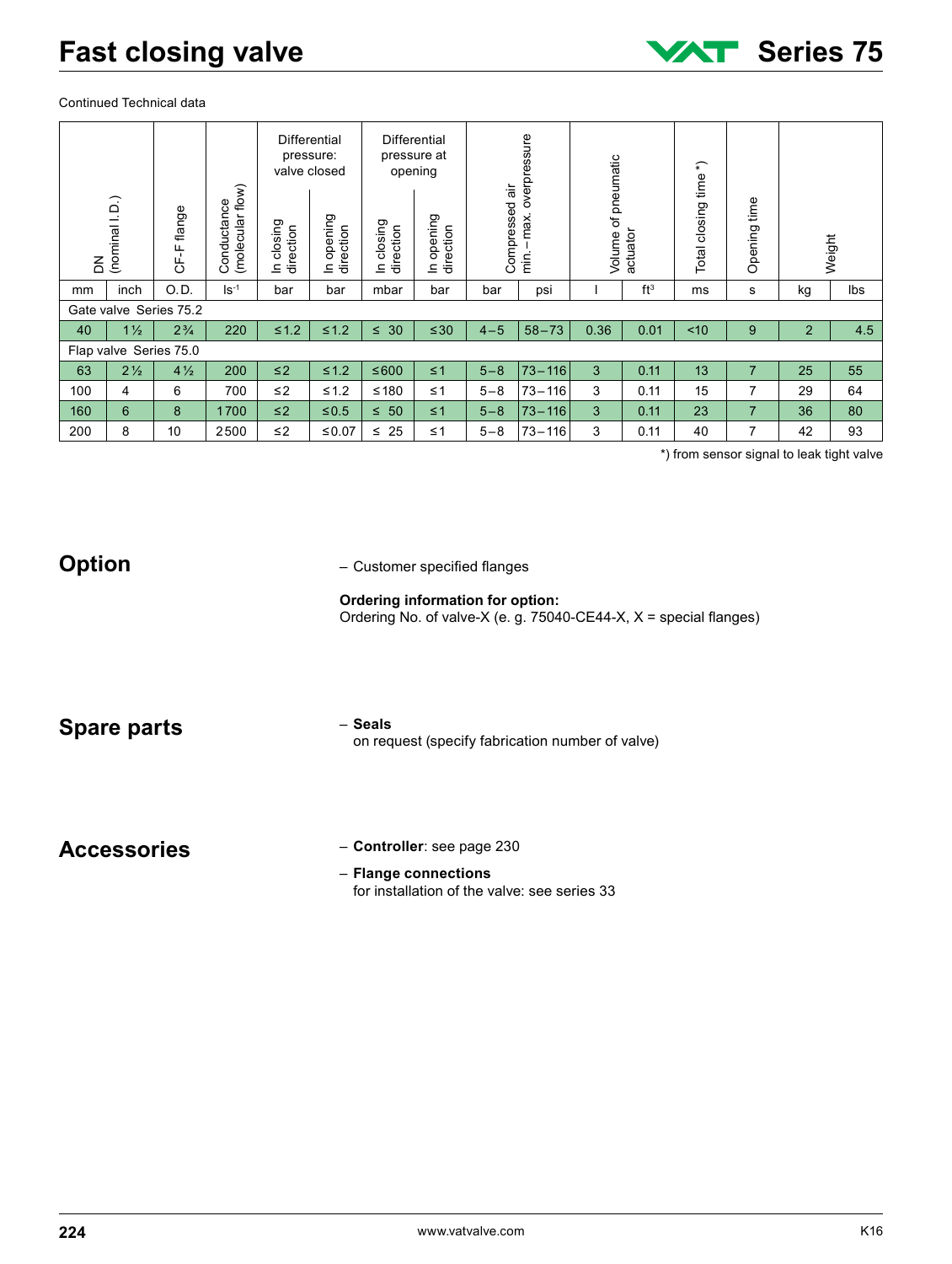# Fast closing valve

Continued Technical data

| DN (nominal I.D.) | | CF-F flange | Conductance (molecular flow) | Differential pressure: valve closed | | Differential pressure at opening | | Compressed air min.–max. overpressure | | Volume of pneumatic actuator | | Total closing time *) | Opening time | Weight | |
|---|---|---|---|---|---|---|---|---|---|---|---|---|---|---|---|
| | | | | In closing direction | In opening direction | In closing direction | In opening direction | | | | | | | | |
| mm | inch | O.D. | ls$^{-1}$ | bar | bar | mbar | bar | bar | psi | l | ft$^3$ | ms | s | kg | lbs |
| Gate valve Series 75.2 | | | | | | | | | | | | | | | |
| 40 | 1½ | 2¾ | 220 | ≤1.2 | ≤1.2 | ≤ 30 | ≤30 | 4–5 | 58–73 | 0.36 | 0.01 | <10 | 9 | 2 | 4.5 |
| Flap valve Series 75.0 | | | | | | | | | | | | | | | |
| 63 | 2½ | 4½ | 200 | ≤2 | ≤1.2 | ≤600 | ≤1 | 5–8 | 73–116 | 3 | 0.11 | 13 | 7 | 25 | 55 |
| 100 | 4 | 6 | 700 | ≤2 | ≤1.2 | ≤180 | ≤1 | 5–8 | 73–116 | 3 | 0.11 | 15 | 7 | 29 | 64 |
| 160 | 6 | 8 | 1700 | ≤2 | ≤0.5 | ≤ 50 | ≤1 | 5–8 | 73–116 | 3 | 0.11 | 23 | 7 | 36 | 80 |
| 200 | 8 | 10 | 2500 | ≤2 | ≤0.07 | ≤ 25 | ≤1 | 5–8 | 73–116 | 3 | 0.11 | 40 | 7 | 42 | 93 |

*) from sensor signal to leak tight valve

## Option

– Customer specified flanges

**Ordering information for option:**
Ordering No. of valve-X (e. g. 75040-CE44-X, X = special flanges)

## Spare parts

– **Seals**
 on request (specify fabrication number of valve)

## Accessories

– **Controller**: see page 230

– **Flange connections**
 for installation of the valve: see series 33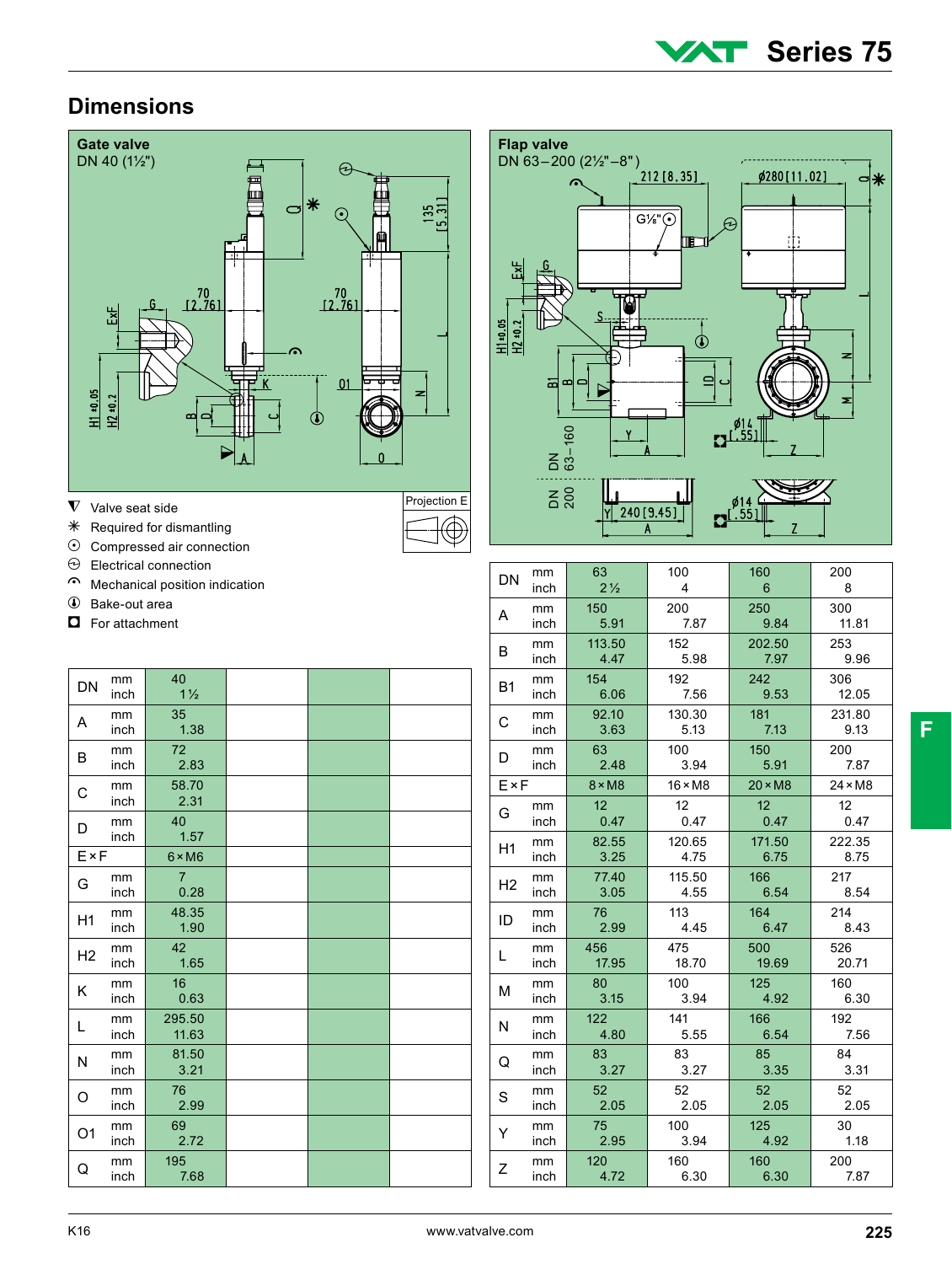## Dimensions

**Gate valve**
DN 40 (1½")

**Flap valve**
DN 63 – 200 (2½" – 8")

- ▼ Valve seat side
- ✳ Required for dismantling
- ⊙ Compressed air connection
- ⊖ Electrical connection
- Mechanical position indication
- Bake-out area
- ◘ For attachment

Projection E

| DN | mm / inch | 40 / 1½ | | | |
|---|---|---|---|---|---|
| A | mm / inch | 35 / 1.38 | | | |
| B | mm / inch | 72 / 2.83 | | | |
| C | mm / inch | 58.70 / 2.31 | | | |
| D | mm / inch | 40 / 1.57 | | | |
| E × F | | 6 × M6 | | | |
| G | mm / inch | 7 / 0.28 | | | |
| H1 | mm / inch | 48.35 / 1.90 | | | |
| H2 | mm / inch | 42 / 1.65 | | | |
| K | mm / inch | 16 / 0.63 | | | |
| L | mm / inch | 295.50 / 11.63 | | | |
| N | mm / inch | 81.50 / 3.21 | | | |
| O | mm / inch | 76 / 2.99 | | | |
| O1 | mm / inch | 69 / 2.72 | | | |
| Q | mm / inch | 195 / 7.68 | | | |

| DN | mm / inch | 63 / 2½ | 100 / 4 | 160 / 6 | 200 / 8 |
|---|---|---|---|---|---|
| A | mm / inch | 150 / 5.91 | 200 / 7.87 | 250 / 9.84 | 300 / 11.81 |
| B | mm / inch | 113.50 / 4.47 | 152 / 5.98 | 202.50 / 7.97 | 253 / 9.96 |
| B1 | mm / inch | 154 / 6.06 | 192 / 7.56 | 242 / 9.53 | 306 / 12.05 |
| C | mm / inch | 92.10 / 3.63 | 130.30 / 5.13 | 181 / 7.13 | 231.80 / 9.13 |
| D | mm / inch | 63 / 2.48 | 100 / 3.94 | 150 / 5.91 | 200 / 7.87 |
| E × F | | 8 × M8 | 16 × M8 | 20 × M8 | 24 × M8 |
| G | mm / inch | 12 / 0.47 | 12 / 0.47 | 12 / 0.47 | 12 / 0.47 |
| H1 | mm / inch | 82.55 / 3.25 | 120.65 / 4.75 | 171.50 / 6.75 | 222.35 / 8.75 |
| H2 | mm / inch | 77.40 / 3.05 | 115.50 / 4.55 | 166 / 6.54 | 217 / 8.54 |
| ID | mm / inch | 76 / 2.99 | 113 / 4.45 | 164 / 6.47 | 214 / 8.43 |
| L | mm / inch | 456 / 17.95 | 475 / 18.70 | 500 / 19.69 | 526 / 20.71 |
| M | mm / inch | 80 / 3.15 | 100 / 3.94 | 125 / 4.92 | 160 / 6.30 |
| N | mm / inch | 122 / 4.80 | 141 / 5.55 | 166 / 6.54 | 192 / 7.56 |
| Q | mm / inch | 83 / 3.27 | 83 / 3.27 | 85 / 3.35 | 84 / 3.31 |
| S | mm / inch | 52 / 2.05 | 52 / 2.05 | 52 / 2.05 | 52 / 2.05 |
| Y | mm / inch | 75 / 2.95 | 100 / 3.94 | 125 / 4.92 | 30 / 1.18 |
| Z | mm / inch | 120 / 4.72 | 160 / 6.30 | 160 / 6.30 | 200 / 7.87 |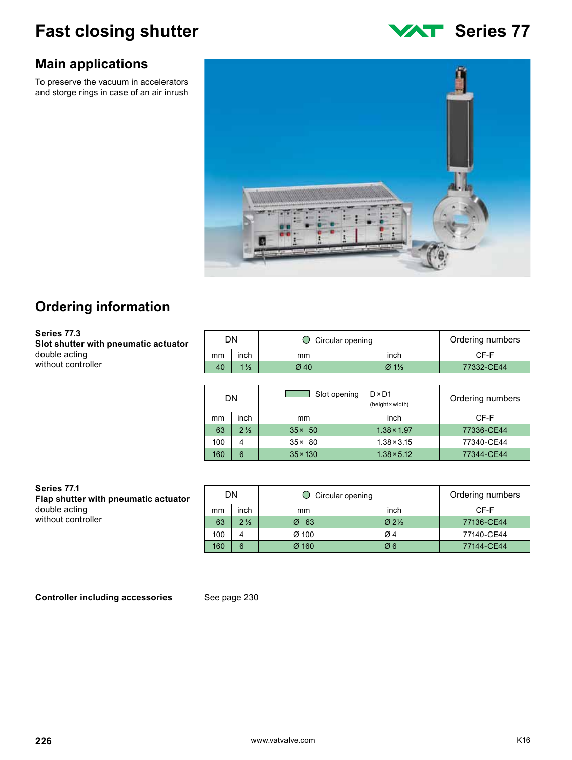# Fast closing shutter

**Series 77**

## Main applications

To preserve the vacuum in accelerators and storge rings in case of an air inrush

## Ordering information

**Series 77.3**
**Slot shutter with pneumatic actuator**
double acting
without controller

| DN | | Circular opening | | Ordering numbers |
|---|---|---|---|---|
| mm | inch | mm | inch | CF-F |
| 40 | 1½ | Ø 40 | Ø 1½ | 77332-CE44 |

| DN | | Slot opening D × D1 (height × width) | | Ordering numbers |
|---|---|---|---|---|
| mm | inch | mm | inch | CF-F |
| 63 | 2½ | 35 × 50 | 1.38 × 1.97 | 77336-CE44 |
| 100 | 4 | 35 × 80 | 1.38 × 3.15 | 77340-CE44 |
| 160 | 6 | 35 × 130 | 1.38 × 5.12 | 77344-CE44 |

**Series 77.1**
**Flap shutter with pneumatic actuator**
double acting
without controller

| DN | | Circular opening | | Ordering numbers |
|---|---|---|---|---|
| mm | inch | mm | inch | CF-F |
| 63 | 2½ | Ø 63 | Ø 2½ | 77136-CE44 |
| 100 | 4 | Ø 100 | Ø 4 | 77140-CE44 |
| 160 | 6 | Ø 160 | Ø 6 | 77144-CE44 |

**Controller including accessories** See page 230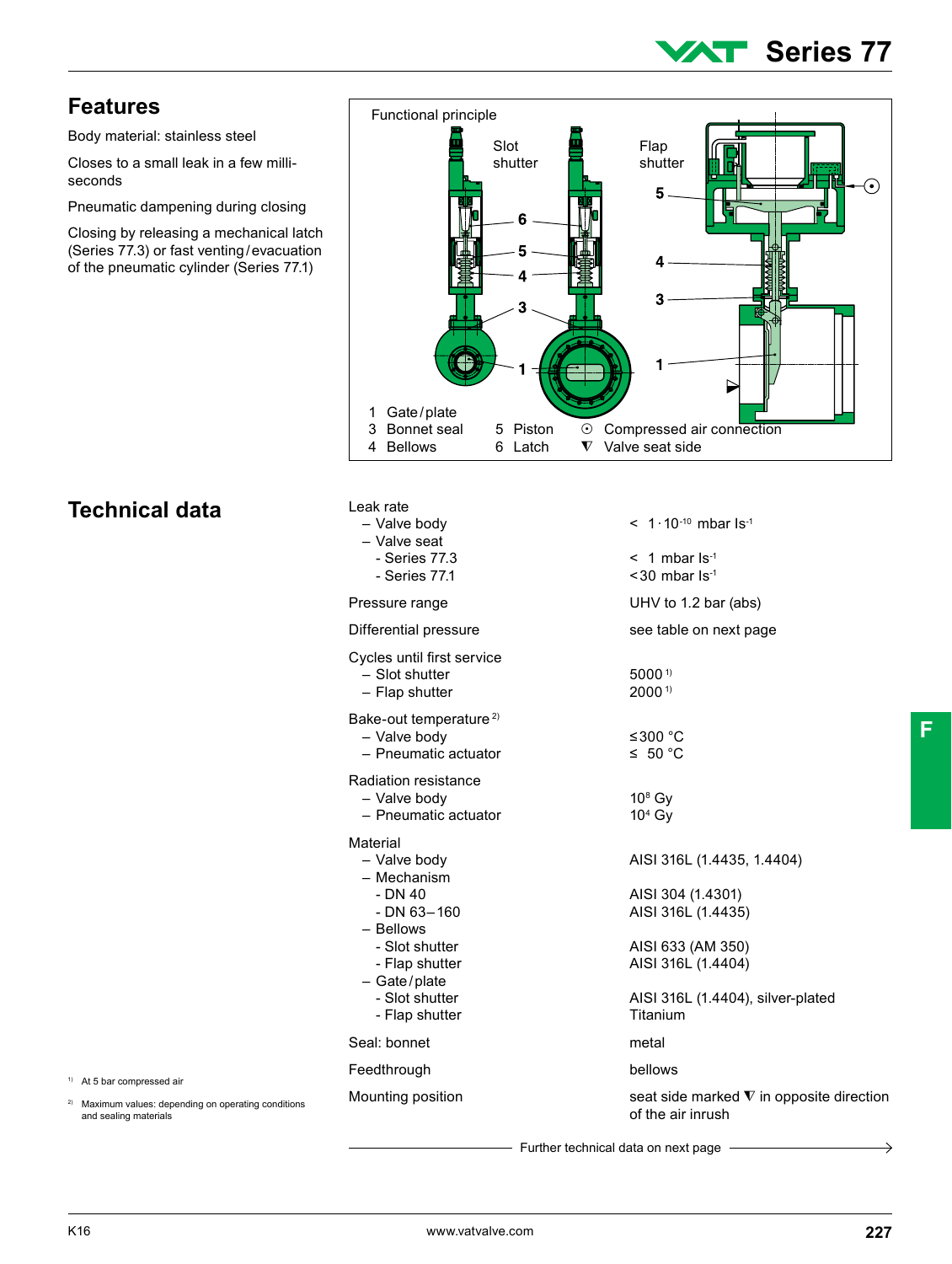## Features

Body material: stainless steel

Closes to a small leak in a few milli-seconds

Pneumatic dampening during closing

Closing by releasing a mechanical latch (Series 77.3) or fast venting/evacuation of the pneumatic cylinder (Series 77.1)

Functional principle

Slot shutter

Flap shutter

1 Gate/plate
3 Bonnet seal
4 Bellows
5 Piston
6 Latch
⊙ Compressed air connection
∇ Valve seat side

## Technical data

| | |
|---|---|
| Leak rate | |
| – Valve body | < $1 \cdot 10^{-10}$ mbar $ls^{-1}$ |
| – Valve seat | |
| - Series 77.3 | < 1 mbar $ls^{-1}$ |
| - Series 77.1 | <30 mbar $ls^{-1}$ |
| Pressure range | UHV to 1.2 bar (abs) |
| Differential pressure | see table on next page |
| Cycles until first service | |
| – Slot shutter | 5000 [1] |
| – Flap shutter | 2000 [1] |
| Bake-out temperature [2] | |
| – Valve body | ≤300 °C |
| – Pneumatic actuator | ≤ 50 °C |
| Radiation resistance | |
| – Valve body | $10^8$ Gy |
| – Pneumatic actuator | $10^4$ Gy |
| Material | |
| – Valve body | AISI 316L (1.4435, 1.4404) |
| – Mechanism | |
| - DN 40 | AISI 304 (1.4301) |
| - DN 63–160 | AISI 316L (1.4435) |
| – Bellows | |
| - Slot shutter | AISI 633 (AM 350) |
| - Flap shutter | AISI 316L (1.4404) |
| – Gate/plate | |
| - Slot shutter | AISI 316L (1.4404), silver-plated |
| - Flap shutter | Titanium |
| Seal: bonnet | metal |
| Feedthrough | bellows |
| Mounting position | seat side marked ∇ in opposite direction of the air inrush |

Further technical data on next page →

[1] At 5 bar compressed air

[2] Maximum values: depending on operating conditions and sealing materials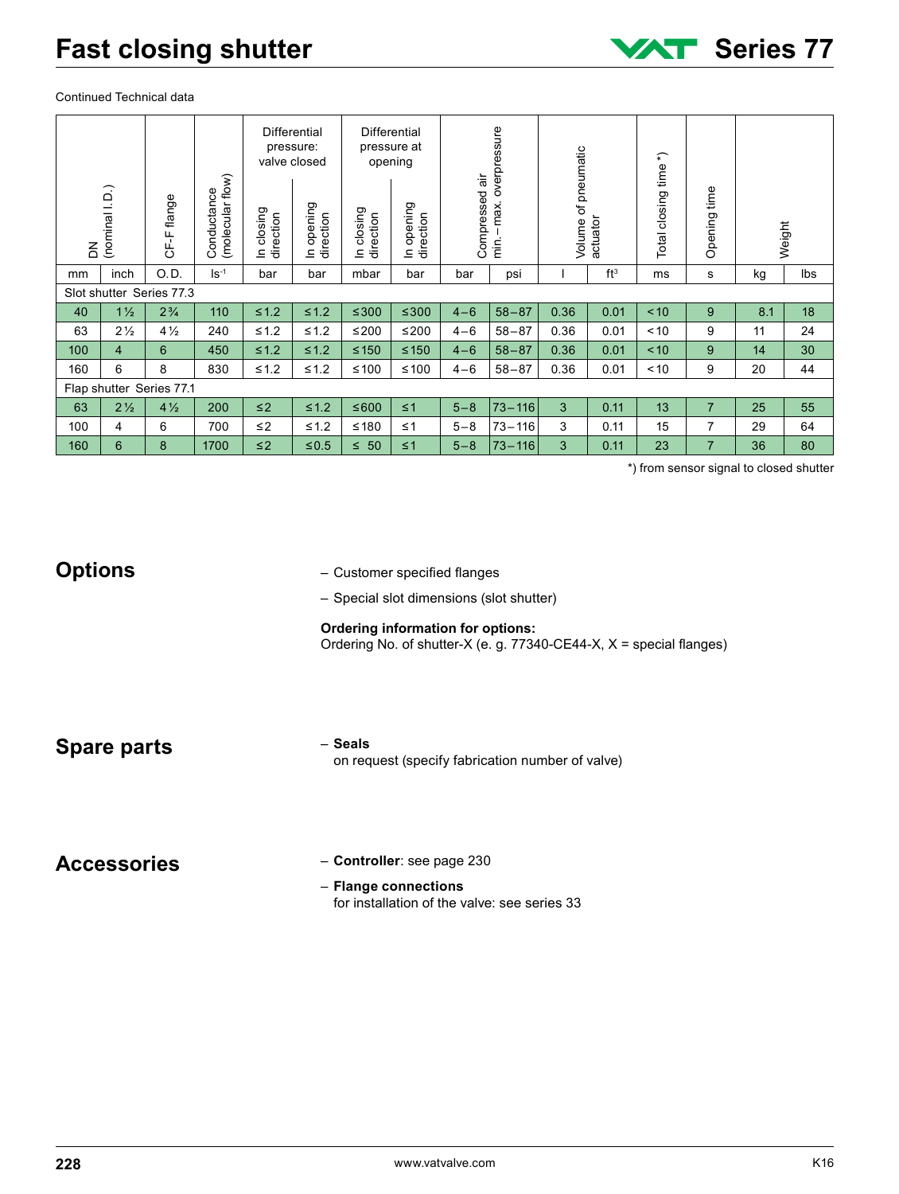# Fast closing shutter

Continued Technical data

| DN (nominal I.D.) | | CF-F flange | Conductance (molecular flow) | Differential pressure: valve closed | | Differential pressure at opening | | Compressed air min. – max. overpressure | | Volume of pneumatic actuator | | Total closing time *) | Opening time | Weight | |
|---|---|---|---|---|---|---|---|---|---|---|---|---|---|---|---|
| | | | | In closing direction | In opening direction | In closing direction | In opening direction | | | | | | | | |
| mm | inch | O.D. | $ls^{-1}$ | bar | bar | mbar | bar | bar | psi | l | $ft^3$ | ms | s | kg | lbs |
| Slot shutter Series 77.3 | | | | | | | | | | | | | | | |
| 40 | 1½ | 2¾ | 110 | ≤1.2 | ≤1.2 | ≤300 | ≤300 | 4 – 6 | 58 – 87 | 0.36 | 0.01 | < 10 | 9 | 8.1 | 18 |
| 63 | 2½ | 4½ | 240 | ≤1.2 | ≤1.2 | ≤200 | ≤200 | 4 – 6 | 58 – 87 | 0.36 | 0.01 | < 10 | 9 | 11 | 24 |
| 100 | 4 | 6 | 450 | ≤1.2 | ≤1.2 | ≤150 | ≤150 | 4 – 6 | 58 – 87 | 0.36 | 0.01 | < 10 | 9 | 14 | 30 |
| 160 | 6 | 8 | 830 | ≤1.2 | ≤1.2 | ≤100 | ≤100 | 4 – 6 | 58 – 87 | 0.36 | 0.01 | < 10 | 9 | 20 | 44 |
| Flap shutter Series 77.1 | | | | | | | | | | | | | | | |
| 63 | 2½ | 4½ | 200 | ≤2 | ≤1.2 | ≤600 | ≤1 | 5 – 8 | 73 – 116 | 3 | 0.11 | 13 | 7 | 25 | 55 |
| 100 | 4 | 6 | 700 | ≤2 | ≤1.2 | ≤180 | ≤1 | 5 – 8 | 73 – 116 | 3 | 0.11 | 15 | 7 | 29 | 64 |
| 160 | 6 | 8 | 1700 | ≤2 | ≤0.5 | ≤ 50 | ≤1 | 5 – 8 | 73 – 116 | 3 | 0.11 | 23 | 7 | 36 | 80 |

*) from sensor signal to closed shutter

## Options

- Customer specified flanges
- Special slot dimensions (slot shutter)

**Ordering information for options:**
Ordering No. of shutter-X (e. g. 77340-CE44-X, X = special flanges)

## Spare parts

- **Seals**
  on request (specify fabrication number of valve)

## Accessories

- **Controller**: see page 230
- **Flange connections**
  for installation of the valve: see series 33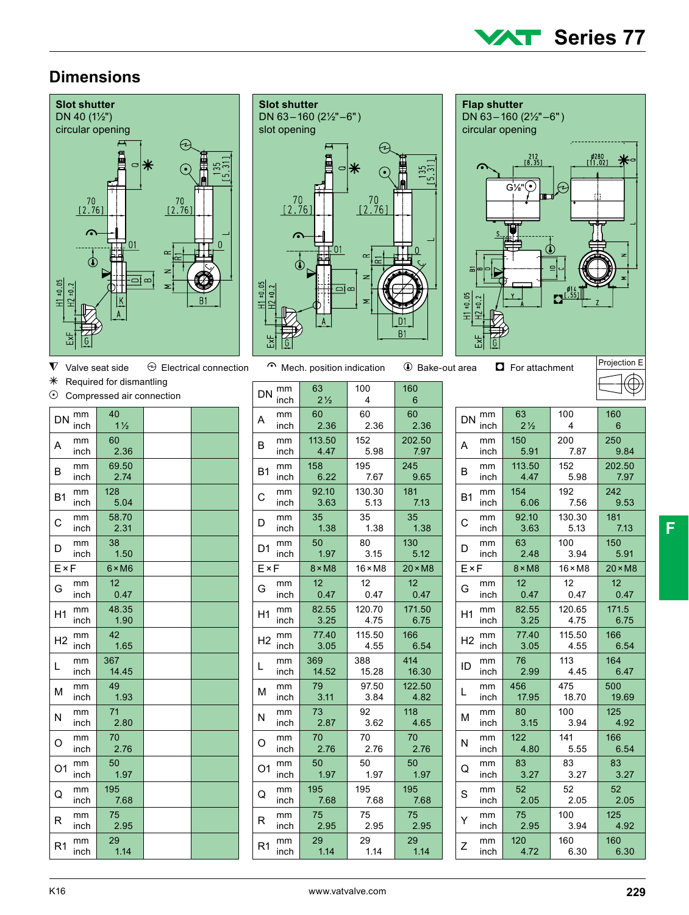## Dimensions

**Slot shutter**
DN 40 (1½")
circular opening

**Slot shutter**
DN 63 – 160 (2½" – 6")
slot opening

**Flap shutter**
DN 63 – 160 (2½" – 6")
circular opening

▼ Valve seat side
⊖ Electrical connection
⌒ Mech. position indication
① Bake-out area
◘ For attachment
✳ Required for dismantling
⊙ Compressed air connection

Projection E

**Slot shutter DN 40 (1½"), circular opening**

| DN | mm / inch | 40 / 1½ | | |
|---|---|---|---|---|
| A | mm / inch | 60 / 2.36 | | |
| B | mm / inch | 69.50 / 2.74 | | |
| B1 | mm / inch | 128 / 5.04 | | |
| C | mm / inch | 58.70 / 2.31 | | |
| D | mm / inch | 38 / 1.50 | | |
| E × F | | 6 × M6 | | |
| G | mm / inch | 12 / 0.47 | | |
| H1 | mm / inch | 48.35 / 1.90 | | |
| H2 | mm / inch | 42 / 1.65 | | |
| L | mm / inch | 367 / 14.45 | | |
| M | mm / inch | 49 / 1.93 | | |
| N | mm / inch | 71 / 2.80 | | |
| O | mm / inch | 70 / 2.76 | | |
| O1 | mm / inch | 50 / 1.97 | | |
| Q | mm / inch | 195 / 7.68 | | |
| R | mm / inch | 75 / 2.95 | | |
| R1 | mm / inch | 29 / 1.14 | | |

**Slot shutter DN 63 – 160 (2½" – 6"), slot opening**

| DN | mm / inch | 63 / 2½ | 100 / 4 | 160 / 6 |
|---|---|---|---|---|
| A | mm / inch | 60 / 2.36 | 60 / 2.36 | 60 / 2.36 |
| B | mm / inch | 113.50 / 4.47 | 152 / 5.98 | 202.50 / 7.97 |
| B1 | mm / inch | 158 / 6.22 | 195 / 7.67 | 245 / 9.65 |
| C | mm / inch | 92.10 / 3.63 | 130.30 / 5.13 | 181 / 7.13 |
| D | mm / inch | 35 / 1.38 | 35 / 1.38 | 35 / 1.38 |
| D1 | mm / inch | 50 / 1.97 | 80 / 3.15 | 130 / 5.12 |
| E × F | | 8 × M8 | 16 × M8 | 20 × M8 |
| G | mm / inch | 12 / 0.47 | 12 / 0.47 | 12 / 0.47 |
| H1 | mm / inch | 82.55 / 3.25 | 120.70 / 4.75 | 171.50 / 6.75 |
| H2 | mm / inch | 77.40 / 3.05 | 115.50 / 4.55 | 166 / 6.54 |
| L | mm / inch | 369 / 14.52 | 388 / 15.28 | 414 / 16.30 |
| M | mm / inch | 79 / 3.11 | 97.50 / 3.84 | 122.50 / 4.82 |
| N | mm / inch | 73 / 2.87 | 92 / 3.62 | 118 / 4.65 |
| O | mm / inch | 70 / 2.76 | 70 / 2.76 | 70 / 2.76 |
| O1 | mm / inch | 50 / 1.97 | 50 / 1.97 | 50 / 1.97 |
| Q | mm / inch | 195 / 7.68 | 195 / 7.68 | 195 / 7.68 |
| R | mm / inch | 75 / 2.95 | 75 / 2.95 | 75 / 2.95 |
| R1 | mm / inch | 29 / 1.14 | 29 / 1.14 | 29 / 1.14 |

**Flap shutter DN 63 – 160 (2½" – 6"), circular opening**

| DN | mm / inch | 63 / 2½ | 100 / 4 | 160 / 6 |
|---|---|---|---|---|
| A | mm / inch | 150 / 5.91 | 200 / 7.87 | 250 / 9.84 |
| B | mm / inch | 113.50 / 4.47 | 152 / 5.98 | 202.50 / 7.97 |
| B1 | mm / inch | 154 / 6.06 | 192 / 7.56 | 242 / 9.53 |
| C | mm / inch | 92.10 / 3.63 | 130.30 / 5.13 | 181 / 7.13 |
| D | mm / inch | 63 / 2.48 | 100 / 3.94 | 150 / 5.91 |
| E × F | | 8 × M8 | 16 × M8 | 20 × M8 |
| G | mm / inch | 12 / 0.47 | 12 / 0.47 | 12 / 0.47 |
| H1 | mm / inch | 82.55 / 3.25 | 120.65 / 4.75 | 171.5 / 6.75 |
| H2 | mm / inch | 77.40 / 3.05 | 115.50 / 4.55 | 166 / 6.54 |
| ID | mm / inch | 76 / 2.99 | 113 / 4.45 | 164 / 6.47 |
| L | mm / inch | 456 / 17.95 | 475 / 18.70 | 500 / 19.69 |
| M | mm / inch | 80 / 3.15 | 100 / 3.94 | 125 / 4.92 |
| N | mm / inch | 122 / 4.80 | 141 / 5.55 | 166 / 6.54 |
| Q | mm / inch | 83 / 3.27 | 83 / 3.27 | 83 / 3.27 |
| S | mm / inch | 52 / 2.05 | 52 / 2.05 | 52 / 2.05 |
| Y | mm / inch | 75 / 2.95 | 100 / 3.94 | 125 / 4.92 |
| Z | mm / inch | 120 / 4.72 | 160 / 6.30 | 160 / 6.30 |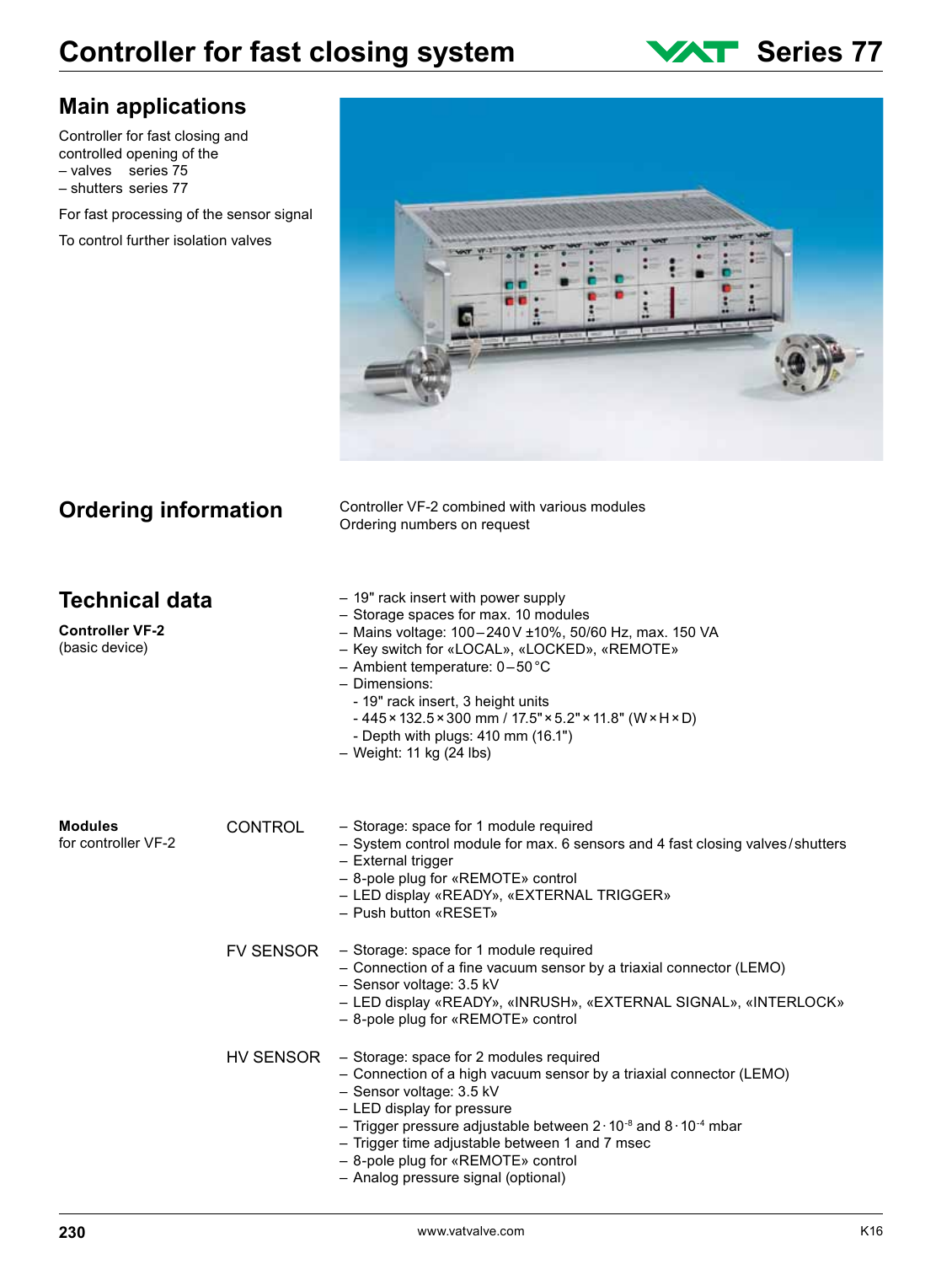# Controller for fast closing system

VAT Series 77

## Main applications

Controller for fast closing and controlled opening of the
– valves series 75
– shutters series 77

For fast processing of the sensor signal

To control further isolation valves

## Ordering information

Controller VF-2 combined with various modules
Ordering numbers on request

## Technical data

**Controller VF-2**
(basic device)

– 19" rack insert with power supply
– Storage spaces for max. 10 modules
– Mains voltage: 100 – 240 V ±10%, 50/60 Hz, max. 150 VA
– Key switch for «LOCAL», «LOCKED», «REMOTE»
– Ambient temperature: 0 – 50 °C
– Dimensions:
  - 19" rack insert, 3 height units
  - 445 × 132.5 × 300 mm / 17.5" × 5.2" × 11.8" (W × H × D)
  - Depth with plugs: 410 mm (16.1")
– Weight: 11 kg (24 lbs)

**Modules**
for controller VF-2

CONTROL

– Storage: space for 1 module required
– System control module for max. 6 sensors and 4 fast closing valves / shutters
– External trigger
– 8-pole plug for «REMOTE» control
– LED display «READY», «EXTERNAL TRIGGER»
– Push button «RESET»

FV SENSOR

– Storage: space for 1 module required
– Connection of a fine vacuum sensor by a triaxial connector (LEMO)
– Sensor voltage: 3.5 kV
– LED display «READY», «INRUSH», «EXTERNAL SIGNAL», «INTERLOCK»
– 8-pole plug for «REMOTE» control

HV SENSOR

– Storage: space for 2 modules required
– Connection of a high vacuum sensor by a triaxial connector (LEMO)
– Sensor voltage: 3.5 kV
– LED display for pressure
– Trigger pressure adjustable between $2 \cdot 10^{-8}$ and $8 \cdot 10^{-4}$ mbar
– Trigger time adjustable between 1 and 7 msec
– 8-pole plug for «REMOTE» control
– Analog pressure signal (optional)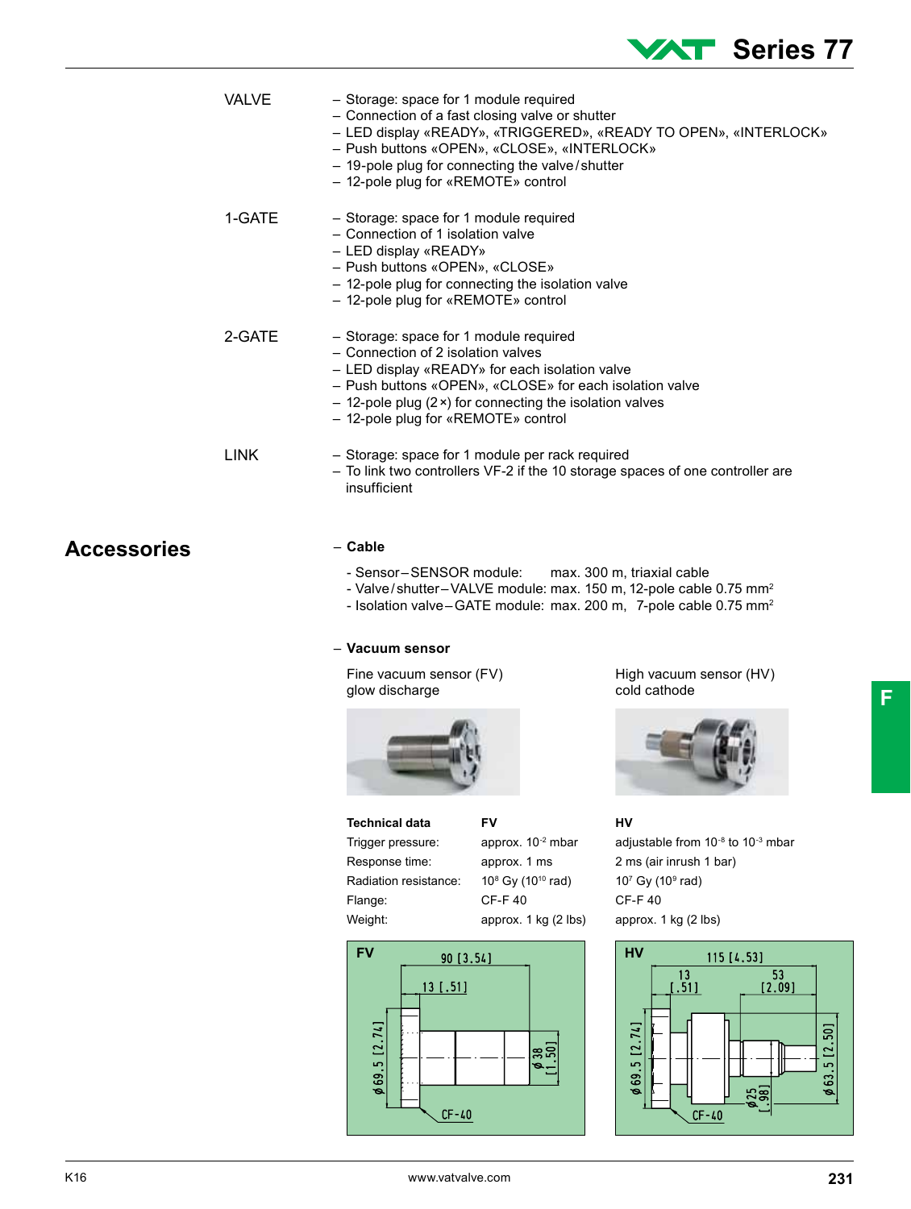| | |
|---|---|
| VALVE | – Storage: space for 1 module required<br>– Connection of a fast closing valve or shutter<br>– LED display «READY», «TRIGGERED», «READY TO OPEN», «INTERLOCK»<br>– Push buttons «OPEN», «CLOSE», «INTERLOCK»<br>– 19-pole plug for connecting the valve / shutter<br>– 12-pole plug for «REMOTE» control |
| 1-GATE | – Storage: space for 1 module required<br>– Connection of 1 isolation valve<br>– LED display «READY»<br>– Push buttons «OPEN», «CLOSE»<br>– 12-pole plug for connecting the isolation valve<br>– 12-pole plug for «REMOTE» control |
| 2-GATE | – Storage: space for 1 module required<br>– Connection of 2 isolation valves<br>– LED display «READY» for each isolation valve<br>– Push buttons «OPEN», «CLOSE» for each isolation valve<br>– 12-pole plug (2 ×) for connecting the isolation valves<br>– 12-pole plug for «REMOTE» control |
| LINK | – Storage: space for 1 module per rack required<br>– To link two controllers VF-2 if the 10 storage spaces of one controller are insufficient |

## Accessories

– **Cable**

- Sensor – SENSOR module: max. 300 m, triaxial cable
- Valve / shutter – VALVE module: max. 150 m, 12-pole cable 0.75 mm²
- Isolation valve – GATE module: max. 200 m, 7-pole cable 0.75 mm²

– **Vacuum sensor**

Fine vacuum sensor (FV)
glow discharge

High vacuum sensor (HV)
cold cathode

| Technical data | FV | HV |
|---|---|---|
| Trigger pressure: | approx. $10^{-2}$ mbar | adjustable from $10^{-8}$ to $10^{-3}$ mbar |
| Response time: | approx. 1 ms | 2 ms (air inrush 1 bar) |
| Radiation resistance: | $10^{8}$ Gy ($10^{10}$ rad) | $10^{7}$ Gy ($10^{9}$ rad) |
| Flange: | CF-F 40 | CF-F 40 |
| Weight: | approx. 1 kg (2 lbs) | approx. 1 kg (2 lbs) |

FV
90 [3.54]
13 [.51]
ø69.5 [2.74]
ø38 [1.50]
CF-40

HV
115 [4.53]
13 [.51]
53 [2.09]
ø69.5 [2.74]
ø25 [.98]
ø63.5 [2.50]
CF-40